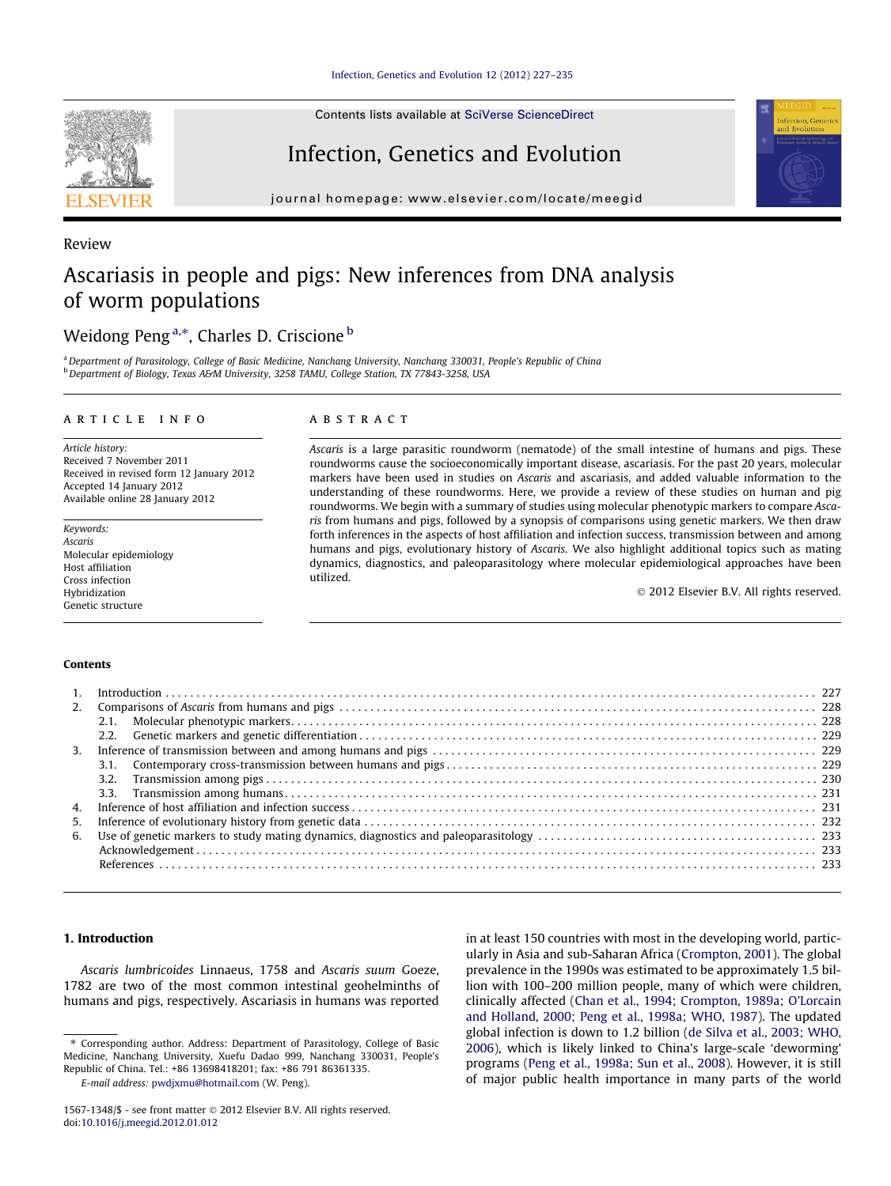Review

# Ascariasis in people and pigs: New inferences from DNA analysis of worm populations

Weidong Peng [a,*], Charles D. Criscione [b]

[a] Department of Parasitology, College of Basic Medicine, Nanchang University, Nanchang 330031, People's Republic of China
[b] Department of Biology, Texas A&M University, 3258 TAMU, College Station, TX 77843-3258, USA

**ARTICLE INFO**

*Article history:*
Received 7 November 2011
Received in revised form 12 January 2012
Accepted 14 January 2012
Available online 28 January 2012

*Keywords:*
*Ascaris*
Molecular epidemiology
Host affiliation
Cross infection
Hybridization
Genetic structure

**ABSTRACT**

*Ascaris* is a large parasitic roundworm (nematode) of the small intestine of humans and pigs. These roundworms cause the socioeconomically important disease, ascariasis. For the past 20 years, molecular markers have been used in studies on *Ascaris* and ascariasis, and added valuable information to the understanding of these roundworms. Here, we provide a review of these studies on human and pig roundworms. We begin with a summary of studies using molecular phenotypic markers to compare *Ascaris* from humans and pigs, followed by a synopsis of comparisons using genetic markers. We then draw forth inferences in the aspects of host affiliation and infection success, transmission between and among humans and pigs, evolutionary history of *Ascaris*. We also highlight additional topics such as mating dynamics, diagnostics, and paleoparasitology where molecular epidemiological approaches have been utilized.

© 2012 Elsevier B.V. All rights reserved.

**Contents**

1. Introduction . . . 227
2. Comparisons of *Ascaris* from humans and pigs . . . 228
   2.1. Molecular phenotypic markers . . . 228
   2.2. Genetic markers and genetic differentiation . . . 229
3. Inference of transmission between and among humans and pigs . . . 229
   3.1. Contemporary cross-transmission between humans and pigs . . . 229
   3.2. Transmission among pigs . . . 230
   3.3. Transmission among humans . . . 231
4. Inference of host affiliation and infection success . . . 231
5. Inference of evolutionary history from genetic data . . . 232
6. Use of genetic markers to study mating dynamics, diagnostics and paleoparasitology . . . 233

Acknowledgement . . . 233
References . . . 233

## 1. Introduction

*Ascaris lumbricoides* Linnaeus, 1758 and *Ascaris suum* Goeze, 1782 are two of the most common intestinal geohelminths of humans and pigs, respectively. Ascariasis in humans was reported in at least 150 countries with most in the developing world, particularly in Asia and sub-Saharan Africa (Crompton, 2001). The global prevalence in the 1990s was estimated to be approximately 1.5 billion with 100–200 million people, many of which were children, clinically affected (Chan et al., 1994; Crompton, 1989a; O'Lorcain and Holland, 2000; Peng et al., 1998a; WHO, 1987). The updated global infection is down to 1.2 billion (de Silva et al., 2003; WHO, 2006), which is likely linked to China's large-scale 'deworming' programs (Peng et al., 1998a; Sun et al., 2008). However, it is still of major public health importance in many parts of the world

---

\* Corresponding author. Address: Department of Parasitology, College of Basic Medicine, Nanchang University, Xuefu Dadao 999, Nanchang 330031, People's Republic of China. Tel.: +86 13698418201; fax: +86 791 86361335.

*E-mail address:* pwdjxmu@hotmail.com (W. Peng).

1567-1348/$ - see front matter © 2012 Elsevier B.V. All rights reserved.
doi:10.1016/j.meegid.2012.01.012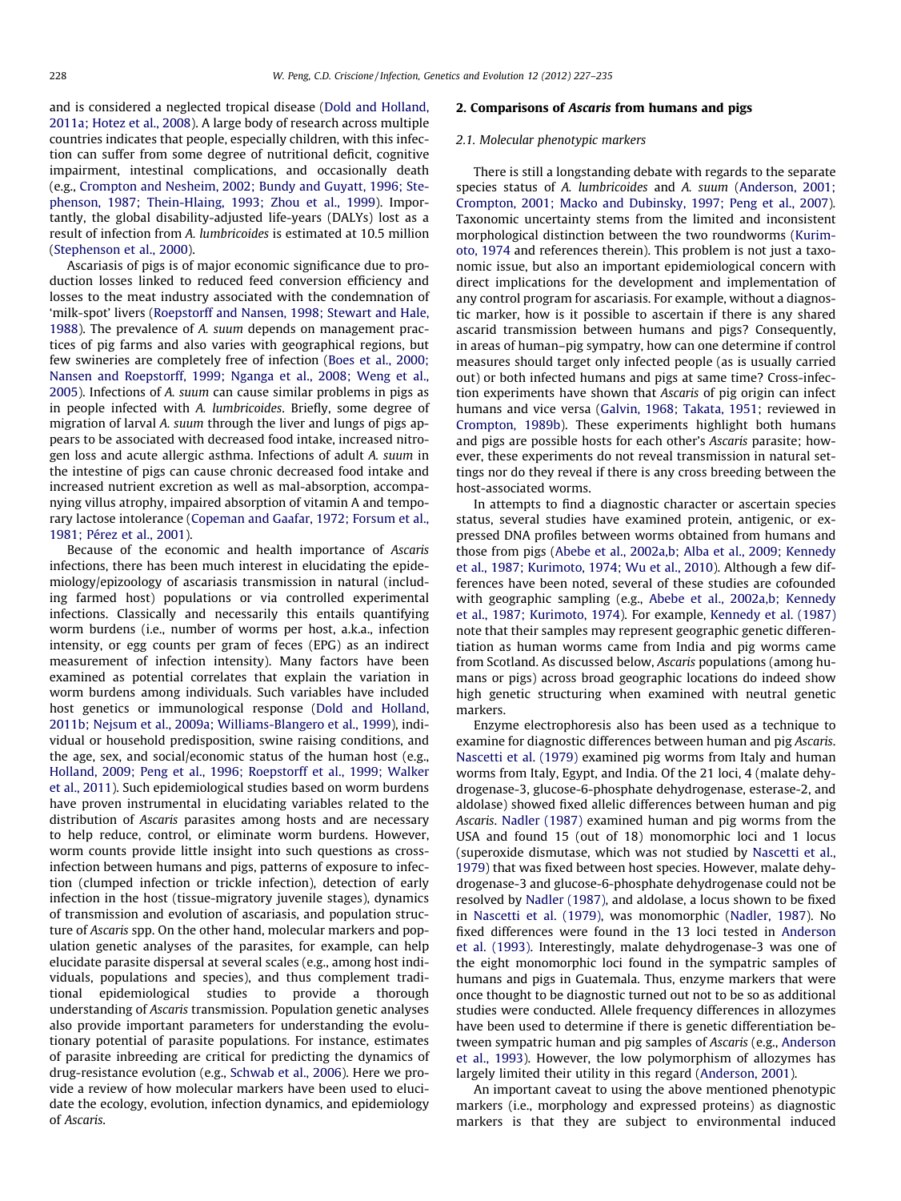and is considered a neglected tropical disease (Dold and Holland, 2011a; Hotez et al., 2008). A large body of research across multiple countries indicates that people, especially children, with this infection can suffer from some degree of nutritional deficit, cognitive impairment, intestinal complications, and occasionally death (e.g., Crompton and Nesheim, 2002; Bundy and Guyatt, 1996; Stephenson, 1987; Thein-Hlaing, 1993; Zhou et al., 1999). Importantly, the global disability-adjusted life-years (DALYs) lost as a result of infection from *A. lumbricoides* is estimated at 10.5 million (Stephenson et al., 2000).

Ascariasis of pigs is of major economic significance due to production losses linked to reduced feed conversion efficiency and losses to the meat industry associated with the condemnation of 'milk-spot' livers (Roepstorff and Nansen, 1998; Stewart and Hale, 1988). The prevalence of *A. suum* depends on management practices of pig farms and also varies with geographical regions, but few swineries are completely free of infection (Boes et al., 2000; Nansen and Roepstorff, 1999; Nganga et al., 2008; Weng et al., 2005). Infections of *A. suum* can cause similar problems in pigs as in people infected with *A. lumbricoides*. Briefly, some degree of migration of larval *A. suum* through the liver and lungs of pigs appears to be associated with decreased food intake, increased nitrogen loss and acute allergic asthma. Infections of adult *A. suum* in the intestine of pigs can cause chronic decreased food intake and increased nutrient excretion as well as mal-absorption, accompanying villus atrophy, impaired absorption of vitamin A and temporary lactose intolerance (Copeman and Gaafar, 1972; Forsum et al., 1981; Pérez et al., 2001).

Because of the economic and health importance of *Ascaris* infections, there has been much interest in elucidating the epidemiology/epizoology of ascariasis transmission in natural (including farmed host) populations or via controlled experimental infections. Classically and necessarily this entails quantifying worm burdens (i.e., number of worms per host, a.k.a., infection intensity, or egg counts per gram of feces (EPG) as an indirect measurement of infection intensity). Many factors have been examined as potential correlates that explain the variation in worm burdens among individuals. Such variables have included host genetics or immunological response (Dold and Holland, 2011b; Nejsum et al., 2009a; Williams-Blangero et al., 1999), individual or household predisposition, swine raising conditions, and the age, sex, and social/economic status of the human host (e.g., Holland, 2009; Peng et al., 1996; Roepstorff et al., 1999; Walker et al., 2011). Such epidemiological studies based on worm burdens have proven instrumental in elucidating variables related to the distribution of *Ascaris* parasites among hosts and are necessary to help reduce, control, or eliminate worm burdens. However, worm counts provide little insight into such questions as cross-infection between humans and pigs, patterns of exposure to infection (clumped infection or trickle infection), detection of early infection in the host (tissue-migratory juvenile stages), dynamics of transmission and evolution of ascariasis, and population structure of *Ascaris* spp. On the other hand, molecular markers and population genetic analyses of the parasites, for example, can help elucidate parasite dispersal at several scales (e.g., among host individuals, populations and species), and thus complement traditional epidemiological studies to provide a thorough understanding of *Ascaris* transmission. Population genetic analyses also provide important parameters for understanding the evolutionary potential of parasite populations. For instance, estimates of parasite inbreeding are critical for predicting the dynamics of drug-resistance evolution (e.g., Schwab et al., 2006). Here we provide a review of how molecular markers have been used to elucidate the ecology, evolution, infection dynamics, and epidemiology of *Ascaris*.

## 2. Comparisons of *Ascaris* from humans and pigs

### 2.1. Molecular phenotypic markers

There is still a longstanding debate with regards to the separate species status of *A. lumbricoides* and *A. suum* (Anderson, 2001; Crompton, 2001; Macko and Dubinsky, 1997; Peng et al., 2007). Taxonomic uncertainty stems from the limited and inconsistent morphological distinction between the two roundworms (Kurimoto, 1974 and references therein). This problem is not just a taxonomic issue, but also an important epidemiological concern with direct implications for the development and implementation of any control program for ascariasis. For example, without a diagnostic marker, how is it possible to ascertain if there is any shared ascarid transmission between humans and pigs? Consequently, in areas of human–pig sympatry, how can one determine if control measures should target only infected people (as is usually carried out) or both infected humans and pigs at same time? Cross-infection experiments have shown that *Ascaris* of pig origin can infect humans and vice versa (Galvin, 1968; Takata, 1951; reviewed in Crompton, 1989b). These experiments highlight both humans and pigs are possible hosts for each other's *Ascaris* parasite; however, these experiments do not reveal transmission in natural settings nor do they reveal if there is any cross breeding between the host-associated worms.

In attempts to find a diagnostic character or ascertain species status, several studies have examined protein, antigenic, or expressed DNA profiles between worms obtained from humans and those from pigs (Abebe et al., 2002a,b; Alba et al., 2009; Kennedy et al., 1987; Kurimoto, 1974; Wu et al., 2010). Although a few differences have been noted, several of these studies are cofounded with geographic sampling (e.g., Abebe et al., 2002a,b; Kennedy et al., 1987; Kurimoto, 1974). For example, Kennedy et al. (1987) note that their samples may represent geographic genetic differentiation as human worms came from India and pig worms came from Scotland. As discussed below, *Ascaris* populations (among humans or pigs) across broad geographic locations do indeed show high genetic structuring when examined with neutral genetic markers.

Enzyme electrophoresis also has been used as a technique to examine for diagnostic differences between human and pig *Ascaris*. Nascetti et al. (1979) examined pig worms from Italy and human worms from Italy, Egypt, and India. Of the 21 loci, 4 (malate dehydrogenase-3, glucose-6-phosphate dehydrogenase, esterase-2, and aldolase) showed fixed allelic differences between human and pig *Ascaris*. Nadler (1987) examined human and pig worms from the USA and found 15 (out of 18) monomorphic loci and 1 locus (superoxide dismutase, which was not studied by Nascetti et al., 1979) that was fixed between host species. However, malate dehydrogenase-3 and glucose-6-phosphate dehydrogenase could not be resolved by Nadler (1987), and aldolase, a locus shown to be fixed in Nascetti et al. (1979), was monomorphic (Nadler, 1987). No fixed differences were found in the 13 loci tested in Anderson et al. (1993). Interestingly, malate dehydrogenase-3 was one of the eight monomorphic loci found in the sympatric samples of humans and pigs in Guatemala. Thus, enzyme markers that were once thought to be diagnostic turned out not to be so as additional studies were conducted. Allele frequency differences in allozymes have been used to determine if there is genetic differentiation between sympatric human and pig samples of *Ascaris* (e.g., Anderson et al., 1993). However, the low polymorphism of allozymes has largely limited their utility in this regard (Anderson, 2001).

An important caveat to using the above mentioned phenotypic markers (i.e., morphology and expressed proteins) as diagnostic markers is that they are subject to environmental induced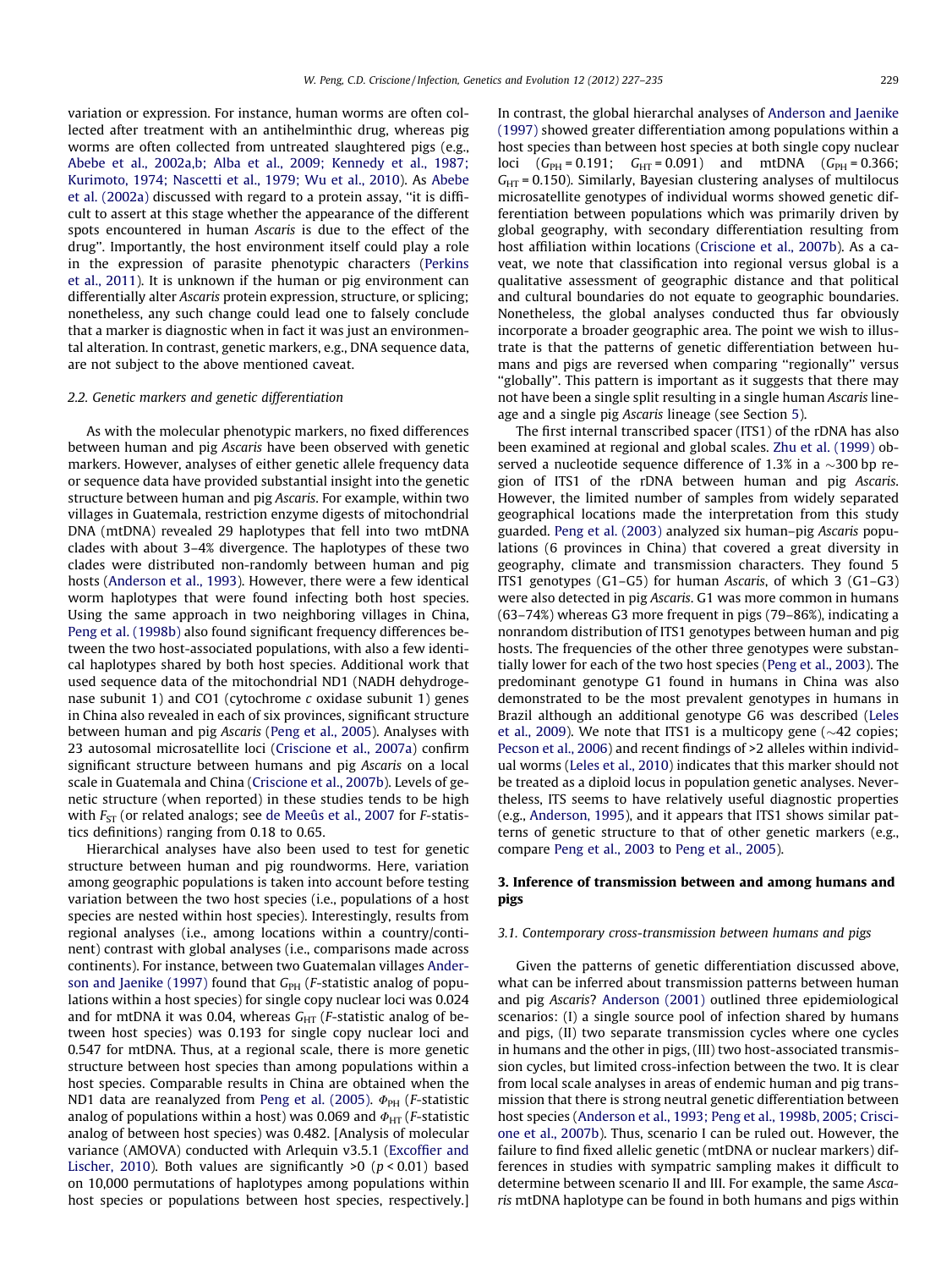variation or expression. For instance, human worms are often collected after treatment with an antihelminthic drug, whereas pig worms are often collected from untreated slaughtered pigs (e.g., Abebe et al., 2002a,b; Alba et al., 2009; Kennedy et al., 1987; Kurimoto, 1974; Nascetti et al., 1979; Wu et al., 2010). As Abebe et al. (2002a) discussed with regard to a protein assay, "it is difficult to assert at this stage whether the appearance of the different spots encountered in human *Ascaris* is due to the effect of the drug". Importantly, the host environment itself could play a role in the expression of parasite phenotypic characters (Perkins et al., 2011). It is unknown if the human or pig environment can differentially alter *Ascaris* protein expression, structure, or splicing; nonetheless, any such change could lead one to falsely conclude that a marker is diagnostic when in fact it was just an environmental alteration. In contrast, genetic markers, e.g., DNA sequence data, are not subject to the above mentioned caveat.

### 2.2. Genetic markers and genetic differentiation

As with the molecular phenotypic markers, no fixed differences between human and pig *Ascaris* have been observed with genetic markers. However, analyses of either genetic allele frequency data or sequence data have provided substantial insight into the genetic structure between human and pig *Ascaris*. For example, within two villages in Guatemala, restriction enzyme digests of mitochondrial DNA (mtDNA) revealed 29 haplotypes that fell into two mtDNA clades with about 3–4% divergence. The haplotypes of these two clades were distributed non-randomly between human and pig hosts (Anderson et al., 1993). However, there were a few identical worm haplotypes that were found infecting both host species. Using the same approach in two neighboring villages in China, Peng et al. (1998b) also found significant frequency differences between the two host-associated populations, with also a few identical haplotypes shared by both host species. Additional work that used sequence data of the mitochondrial ND1 (NADH dehydrogenase subunit 1) and CO1 (cytochrome *c* oxidase subunit 1) genes in China also revealed in each of six provinces, significant structure between human and pig *Ascaris* (Peng et al., 2005). Analyses with 23 autosomal microsatellite loci (Criscione et al., 2007a) confirm significant structure between humans and pig *Ascaris* on a local scale in Guatemala and China (Criscione et al., 2007b). Levels of genetic structure (when reported) in these studies tends to be high with $F_{ST}$ (or related analogs; see de Meeûs et al., 2007 for *F*-statistics definitions) ranging from 0.18 to 0.65.

Hierarchical analyses have also been used to test for genetic structure between human and pig roundworms. Here, variation among geographic populations is taken into account before testing variation between the two host species (i.e., populations of a host species are nested within host species). Interestingly, results from regional analyses (i.e., among locations within a country/continent) contrast with global analyses (i.e., comparisons made across continents). For instance, between two Guatemalan villages Anderson and Jaenike (1997) found that $G_{PH}$ (*F*-statistic analog of populations within a host species) for single copy nuclear loci was 0.024 and for mtDNA it was 0.04, whereas $G_{HT}$ (*F*-statistic analog of between host species) was 0.193 for single copy nuclear loci and 0.547 for mtDNA. Thus, at a regional scale, there is more genetic structure between host species than among populations within a host species. Comparable results in China are obtained when the ND1 data are reanalyzed from Peng et al. (2005). $\Phi_{PH}$ (*F*-statistic analog of populations within a host) was 0.069 and $\Phi_{HT}$ (*F*-statistic analog of between host species) was 0.482. [Analysis of molecular variance (AMOVA) conducted with Arlequin v3.5.1 (Excoffier and Lischer, 2010). Both values are significantly >0 ($p < 0.01$) based on 10,000 permutations of haplotypes among populations within host species or populations between host species, respectively.] In contrast, the global hierarchal analyses of Anderson and Jaenike (1997) showed greater differentiation among populations within a host species than between host species at both single copy nuclear loci ($G_{PH} = 0.191$; $G_{HT} = 0.091$) and mtDNA ($G_{PH} = 0.366$; $G_{HT} = 0.150$). Similarly, Bayesian clustering analyses of multilocus microsatellite genotypes of individual worms showed genetic differentiation between populations which was primarily driven by global geography, with secondary differentiation resulting from host affiliation within locations (Criscione et al., 2007b). As a caveat, we note that classification into regional versus global is a qualitative assessment of geographic distance and that political and cultural boundaries do not equate to geographic boundaries. Nonetheless, the global analyses conducted thus far obviously incorporate a broader geographic area. The point we wish to illustrate is that the patterns of genetic differentiation between humans and pigs are reversed when comparing "regionally" versus "globally". This pattern is important as it suggests that there may not have been a single split resulting in a single human *Ascaris* lineage and a single pig *Ascaris* lineage (see Section 5).

The first internal transcribed spacer (ITS1) of the rDNA has also been examined at regional and global scales. Zhu et al. (1999) observed a nucleotide sequence difference of 1.3% in a ~300 bp region of ITS1 of the rDNA between human and pig *Ascaris*. However, the limited number of samples from widely separated geographical locations made the interpretation from this study guarded. Peng et al. (2003) analyzed six human–pig *Ascaris* populations (6 provinces in China) that covered a great diversity in geography, climate and transmission characters. They found 5 ITS1 genotypes (G1–G5) for human *Ascaris*, of which 3 (G1–G3) were also detected in pig *Ascaris*. G1 was more common in humans (63–74%) whereas G3 more frequent in pigs (79–86%), indicating a nonrandom distribution of ITS1 genotypes between human and pig hosts. The frequencies of the other three genotypes were substantially lower for each of the two host species (Peng et al., 2003). The predominant genotype G1 found in humans in China was also demonstrated to be the most prevalent genotypes in humans in Brazil although an additional genotype G6 was described (Leles et al., 2009). We note that ITS1 is a multicopy gene (~42 copies; Pecson et al., 2006) and recent findings of >2 alleles within individual worms (Leles et al., 2010) indicates that this marker should not be treated as a diploid locus in population genetic analyses. Nevertheless, ITS seems to have relatively useful diagnostic properties (e.g., Anderson, 1995), and it appears that ITS1 shows similar patterns of genetic structure to that of other genetic markers (e.g., compare Peng et al., 2003 to Peng et al., 2005).

## 3. Inference of transmission between and among humans and pigs

### 3.1. Contemporary cross-transmission between humans and pigs

Given the patterns of genetic differentiation discussed above, what can be inferred about transmission patterns between human and pig *Ascaris*? Anderson (2001) outlined three epidemiological scenarios: (I) a single source pool of infection shared by humans and pigs, (II) two separate transmission cycles where one cycles in humans and the other in pigs, (III) two host-associated transmission cycles, but limited cross-infection between the two. It is clear from local scale analyses in areas of endemic human and pig transmission that there is strong neutral genetic differentiation between host species (Anderson et al., 1993; Peng et al., 1998b, 2005; Criscione et al., 2007b). Thus, scenario I can be ruled out. However, the failure to find fixed allelic genetic (mtDNA or nuclear markers) differences in studies with sympatric sampling makes it difficult to determine between scenario II and III. For example, the same *Ascaris* mtDNA haplotype can be found in both humans and pigs within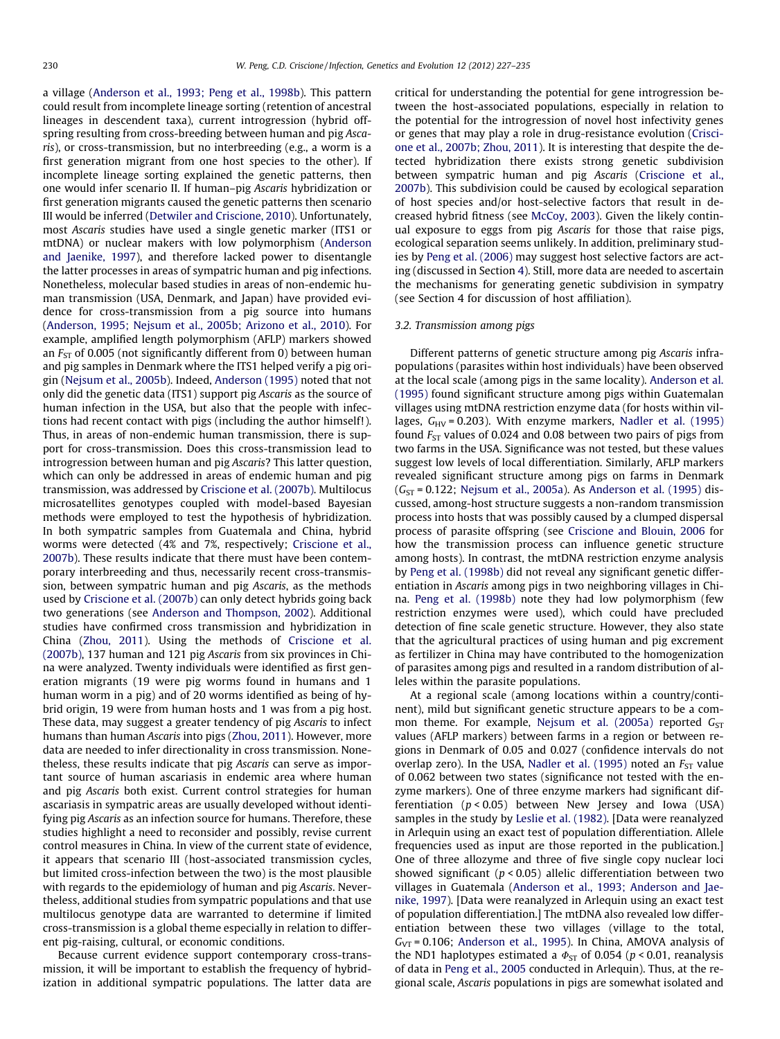a village (Anderson et al., 1993; Peng et al., 1998b). This pattern could result from incomplete lineage sorting (retention of ancestral lineages in descendent taxa), current introgression (hybrid offspring resulting from cross-breeding between human and pig *Ascaris*), or cross-transmission, but no interbreeding (e.g., a worm is a first generation migrant from one host species to the other). If incomplete lineage sorting explained the genetic patterns, then one would infer scenario II. If human–pig *Ascaris* hybridization or first generation migrants caused the genetic patterns then scenario III would be inferred (Detwiler and Criscione, 2010). Unfortunately, most *Ascaris* studies have used a single genetic marker (ITS1 or mtDNA) or nuclear makers with low polymorphism (Anderson and Jaenike, 1997), and therefore lacked power to disentangle the latter processes in areas of sympatric human and pig infections. Nonetheless, molecular based studies in areas of non-endemic human transmission (USA, Denmark, and Japan) have provided evidence for cross-transmission from a pig source into humans (Anderson, 1995; Nejsum et al., 2005b; Arizono et al., 2010). For example, amplified length polymorphism (AFLP) markers showed an $F_{ST}$ of 0.005 (not significantly different from 0) between human and pig samples in Denmark where the ITS1 helped verify a pig origin (Nejsum et al., 2005b). Indeed, Anderson (1995) noted that not only did the genetic data (ITS1) support pig *Ascaris* as the source of human infection in the USA, but also that the people with infections had recent contact with pigs (including the author himself!). Thus, in areas of non-endemic human transmission, there is support for cross-transmission. Does this cross-transmission lead to introgression between human and pig *Ascaris*? This latter question, which can only be addressed in areas of endemic human and pig transmission, was addressed by Criscione et al. (2007b). Multilocus microsatellites genotypes coupled with model-based Bayesian methods were employed to test the hypothesis of hybridization. In both sympatric samples from Guatemala and China, hybrid worms were detected (4% and 7%, respectively; Criscione et al., 2007b). These results indicate that there must have been contemporary interbreeding and thus, necessarily recent cross-transmission, between sympatric human and pig *Ascaris*, as the methods used by Criscione et al. (2007b) can only detect hybrids going back two generations (see Anderson and Thompson, 2002). Additional studies have confirmed cross transmission and hybridization in China (Zhou, 2011). Using the methods of Criscione et al. (2007b), 137 human and 121 pig *Ascaris* from six provinces in China were analyzed. Twenty individuals were identified as first generation migrants (19 were pig worms found in humans and 1 human worm in a pig) and of 20 worms identified as being of hybrid origin, 19 were from human hosts and 1 was from a pig host. These data, may suggest a greater tendency of pig *Ascaris* to infect humans than human *Ascaris* into pigs (Zhou, 2011). However, more data are needed to infer directionality in cross transmission. Nonetheless, these results indicate that pig *Ascaris* can serve as important source of human ascariasis in endemic area where human and pig *Ascaris* both exist. Current control strategies for human ascariasis in sympatric areas are usually developed without identifying pig *Ascaris* as an infection source for humans. Therefore, these studies highlight a need to reconsider and possibly, revise current control measures in China. In view of the current state of evidence, it appears that scenario III (host-associated transmission cycles, but limited cross-infection between the two) is the most plausible with regards to the epidemiology of human and pig *Ascaris*. Nevertheless, additional studies from sympatric populations and that use multilocus genotype data are warranted to determine if limited cross-transmission is a global theme especially in relation to different pig-raising, cultural, or economic conditions.

Because current evidence support contemporary cross-transmission, it will be important to establish the frequency of hybridization in additional sympatric populations. The latter data are critical for understanding the potential for gene introgression between the host-associated populations, especially in relation to the potential for the introgression of novel host infectivity genes or genes that may play a role in drug-resistance evolution (Criscione et al., 2007b; Zhou, 2011). It is interesting that despite the detected hybridization there exists strong genetic subdivision between sympatric human and pig *Ascaris* (Criscione et al., 2007b). This subdivision could be caused by ecological separation of host species and/or host-selective factors that result in decreased hybrid fitness (see McCoy, 2003). Given the likely continual exposure to eggs from pig *Ascaris* for those that raise pigs, ecological separation seems unlikely. In addition, preliminary studies by Peng et al. (2006) may suggest host selective factors are acting (discussed in Section 4). Still, more data are needed to ascertain the mechanisms for generating genetic subdivision in sympatry (see Section 4 for discussion of host affiliation).

### 3.2. Transmission among pigs

Different patterns of genetic structure among pig *Ascaris* infrapopulations (parasites within host individuals) have been observed at the local scale (among pigs in the same locality). Anderson et al. (1995) found significant structure among pigs within Guatemalan villages using mtDNA restriction enzyme data (for hosts within villages, $G_{HV}$ = 0.203). With enzyme markers, Nadler et al. (1995) found $F_{ST}$ values of 0.024 and 0.08 between two pairs of pigs from two farms in the USA. Significance was not tested, but these values suggest low levels of local differentiation. Similarly, AFLP markers revealed significant structure among pigs on farms in Denmark ($G_{ST}$ = 0.122; Nejsum et al., 2005a). As Anderson et al. (1995) discussed, among-host structure suggests a non-random transmission process into hosts that was possibly caused by a clumped dispersal process of parasite offspring (see Criscione and Blouin, 2006 for how the transmission process can influence genetic structure among hosts). In contrast, the mtDNA restriction enzyme analysis by Peng et al. (1998b) did not reveal any significant genetic differentiation in *Ascaris* among pigs in two neighboring villages in China. Peng et al. (1998b) note they had low polymorphism (few restriction enzymes were used), which could have precluded detection of fine scale genetic structure. However, they also state that the agricultural practices of using human and pig excrement as fertilizer in China may have contributed to the homogenization of parasites among pigs and resulted in a random distribution of alleles within the parasite populations.

At a regional scale (among locations within a country/continent), mild but significant genetic structure appears to be a common theme. For example, Nejsum et al. (2005a) reported $G_{ST}$ values (AFLP markers) between farms in a region or between regions in Denmark of 0.05 and 0.027 (confidence intervals do not overlap zero). In the USA, Nadler et al. (1995) noted an $F_{ST}$ value of 0.062 between two states (significance not tested with the enzyme markers). One of three enzyme markers had significant differentiation ($p < 0.05$) between New Jersey and Iowa (USA) samples in the study by Leslie et al. (1982). [Data were reanalyzed in Arlequin using an exact test of population differentiation. Allele frequencies used as input are those reported in the publication.] One of three allozyme and three of five single copy nuclear loci showed significant ($p < 0.05$) allelic differentiation between two villages in Guatemala (Anderson et al., 1993; Anderson and Jaenike, 1997). [Data were reanalyzed in Arlequin using an exact test of population differentiation.] The mtDNA also revealed low differentiation between these two villages (village to the total, $G_{VT}$ = 0.106; Anderson et al., 1995). In China, AMOVA analysis of the ND1 haplotypes estimated a $\Phi_{ST}$ of 0.054 ($p < 0.01$, reanalysis of data in Peng et al., 2005 conducted in Arlequin). Thus, at the regional scale, *Ascaris* populations in pigs are somewhat isolated and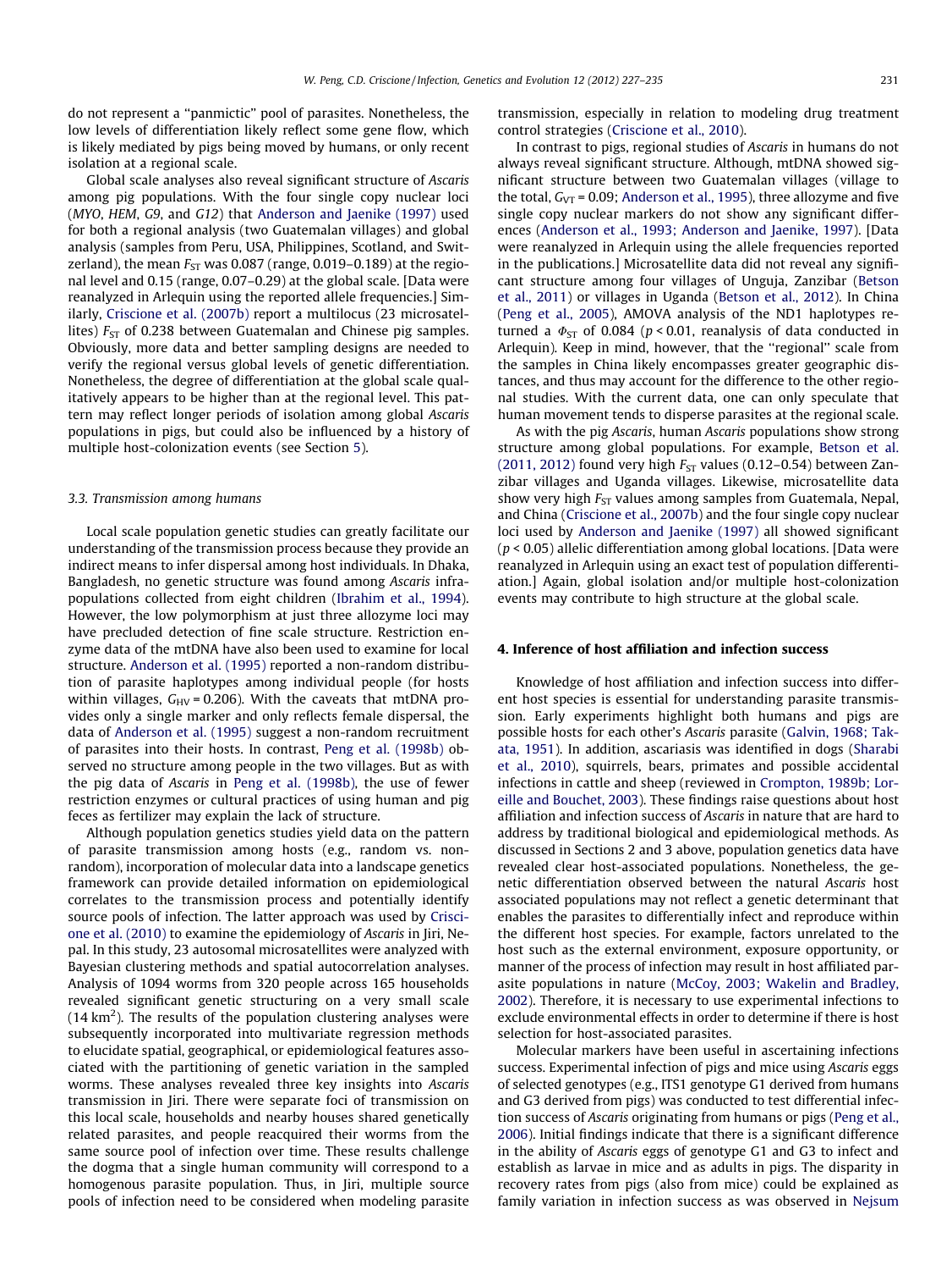do not represent a ''panmictic'' pool of parasites. Nonetheless, the low levels of differentiation likely reflect some gene flow, which is likely mediated by pigs being moved by humans, or only recent isolation at a regional scale.

Global scale analyses also reveal significant structure of *Ascaris* among pig populations. With the four single copy nuclear loci (*MYO*, *HEM*, *G9*, and *G12*) that Anderson and Jaenike (1997) used for both a regional analysis (two Guatemalan villages) and global analysis (samples from Peru, USA, Philippines, Scotland, and Switzerland), the mean $F_{ST}$ was 0.087 (range, 0.019–0.189) at the regional level and 0.15 (range, 0.07–0.29) at the global scale. [Data were reanalyzed in Arlequin using the reported allele frequencies.] Similarly, Criscione et al. (2007b) report a multilocus (23 microsatellites) $F_{ST}$ of 0.238 between Guatemalan and Chinese pig samples. Obviously, more data and better sampling designs are needed to verify the regional versus global levels of genetic differentiation. Nonetheless, the degree of differentiation at the global scale qualitatively appears to be higher than at the regional level. This pattern may reflect longer periods of isolation among global *Ascaris* populations in pigs, but could also be influenced by a history of multiple host-colonization events (see Section 5).

### 3.3. Transmission among humans

Local scale population genetic studies can greatly facilitate our understanding of the transmission process because they provide an indirect means to infer dispersal among host individuals. In Dhaka, Bangladesh, no genetic structure was found among *Ascaris* infrapopulations collected from eight children (Ibrahim et al., 1994). However, the low polymorphism at just three allozyme loci may have precluded detection of fine scale structure. Restriction enzyme data of the mtDNA have also been used to examine for local structure. Anderson et al. (1995) reported a non-random distribution of parasite haplotypes among individual people (for hosts within villages, $G_{HV}$ = 0.206). With the caveats that mtDNA provides only a single marker and only reflects female dispersal, the data of Anderson et al. (1995) suggest a non-random recruitment of parasites into their hosts. In contrast, Peng et al. (1998b) observed no structure among people in the two villages. But as with the pig data of *Ascaris* in Peng et al. (1998b), the use of fewer restriction enzymes or cultural practices of using human and pig feces as fertilizer may explain the lack of structure.

Although population genetics studies yield data on the pattern of parasite transmission among hosts (e.g., random vs. non-random), incorporation of molecular data into a landscape genetics framework can provide detailed information on epidemiological correlates to the transmission process and potentially identify source pools of infection. The latter approach was used by Criscione et al. (2010) to examine the epidemiology of *Ascaris* in Jiri, Nepal. In this study, 23 autosomal microsatellites were analyzed with Bayesian clustering methods and spatial autocorrelation analyses. Analysis of 1094 worms from 320 people across 165 households revealed significant genetic structuring on a very small scale (14 km$^2$). The results of the population clustering analyses were subsequently incorporated into multivariate regression methods to elucidate spatial, geographical, or epidemiological features associated with the partitioning of genetic variation in the sampled worms. These analyses revealed three key insights into *Ascaris* transmission in Jiri. There were separate foci of transmission on this local scale, households and nearby houses shared genetically related parasites, and people reacquired their worms from the same source pool of infection over time. These results challenge the dogma that a single human community will correspond to a homogenous parasite population. Thus, in Jiri, multiple source pools of infection need to be considered when modeling parasite transmission, especially in relation to modeling drug treatment control strategies (Criscione et al., 2010).

In contrast to pigs, regional studies of *Ascaris* in humans do not always reveal significant structure. Although, mtDNA showed significant structure between two Guatemalan villages (village to the total, $G_{VT}$ = 0.09; Anderson et al., 1995), three allozyme and five single copy nuclear markers do not show any significant differences (Anderson et al., 1993; Anderson and Jaenike, 1997). [Data were reanalyzed in Arlequin using the allele frequencies reported in the publications.] Microsatellite data did not reveal any significant structure among four villages of Unguja, Zanzibar (Betson et al., 2011) or villages in Uganda (Betson et al., 2012). In China (Peng et al., 2005), AMOVA analysis of the ND1 haplotypes returned a $\Phi_{ST}$ of 0.084 ($p < 0.01$, reanalysis of data conducted in Arlequin). Keep in mind, however, that the ''regional'' scale from the samples in China likely encompasses greater geographic distances, and thus may account for the difference to the other regional studies. With the current data, one can only speculate that human movement tends to disperse parasites at the regional scale.

As with the pig *Ascaris*, human *Ascaris* populations show strong structure among global populations. For example, Betson et al. (2011, 2012) found very high $F_{ST}$ values (0.12–0.54) between Zanzibar villages and Uganda villages. Likewise, microsatellite data show very high $F_{ST}$ values among samples from Guatemala, Nepal, and China (Criscione et al., 2007b) and the four single copy nuclear loci used by Anderson and Jaenike (1997) all showed significant ($p < 0.05$) allelic differentiation among global locations. [Data were reanalyzed in Arlequin using an exact test of population differentiation.] Again, global isolation and/or multiple host-colonization events may contribute to high structure at the global scale.

## 4. Inference of host affiliation and infection success

Knowledge of host affiliation and infection success into different host species is essential for understanding parasite transmission. Early experiments highlight both humans and pigs are possible hosts for each other's *Ascaris* parasite (Galvin, 1968; Takata, 1951). In addition, ascariasis was identified in dogs (Sharabi et al., 2010), squirrels, bears, primates and possible accidental infections in cattle and sheep (reviewed in Crompton, 1989b; Loreille and Bouchet, 2003). These findings raise questions about host affiliation and infection success of *Ascaris* in nature that are hard to address by traditional biological and epidemiological methods. As discussed in Sections 2 and 3 above, population genetics data have revealed clear host-associated populations. Nonetheless, the genetic differentiation observed between the natural *Ascaris* host associated populations may not reflect a genetic determinant that enables the parasites to differentially infect and reproduce within the different host species. For example, factors unrelated to the host such as the external environment, exposure opportunity, or manner of the process of infection may result in host affiliated parasite populations in nature (McCoy, 2003; Wakelin and Bradley, 2002). Therefore, it is necessary to use experimental infections to exclude environmental effects in order to determine if there is host selection for host-associated parasites.

Molecular markers have been useful in ascertaining infections success. Experimental infection of pigs and mice using *Ascaris* eggs of selected genotypes (e.g., ITS1 genotype G1 derived from humans and G3 derived from pigs) was conducted to test differential infection success of *Ascaris* originating from humans or pigs (Peng et al., 2006). Initial findings indicate that there is a significant difference in the ability of *Ascaris* eggs of genotype G1 and G3 to infect and establish as larvae in mice and as adults in pigs. The disparity in recovery rates from pigs (also from mice) could be explained as family variation in infection success as was observed in Nejsum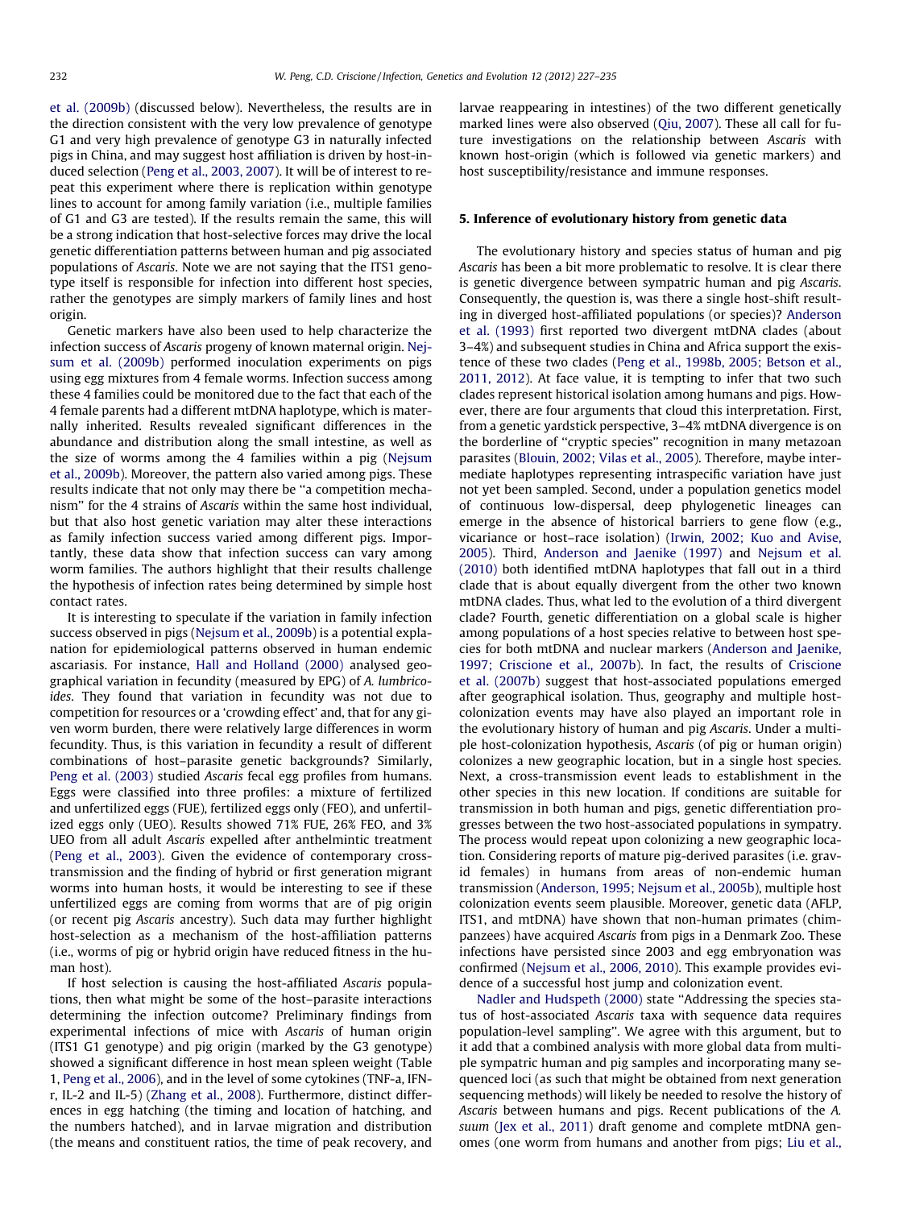et al. (2009b) (discussed below). Nevertheless, the results are in the direction consistent with the very low prevalence of genotype G1 and very high prevalence of genotype G3 in naturally infected pigs in China, and may suggest host affiliation is driven by host-induced selection (Peng et al., 2003, 2007). It will be of interest to repeat this experiment where there is replication within genotype lines to account for among family variation (i.e., multiple families of G1 and G3 are tested). If the results remain the same, this will be a strong indication that host-selective forces may drive the local genetic differentiation patterns between human and pig associated populations of *Ascaris*. Note we are not saying that the ITS1 genotype itself is responsible for infection into different host species, rather the genotypes are simply markers of family lines and host origin.

Genetic markers have also been used to help characterize the infection success of *Ascaris* progeny of known maternal origin. Nejsum et al. (2009b) performed inoculation experiments on pigs using egg mixtures from 4 female worms. Infection success among these 4 families could be monitored due to the fact that each of the 4 female parents had a different mtDNA haplotype, which is maternally inherited. Results revealed significant differences in the abundance and distribution along the small intestine, as well as the size of worms among the 4 families within a pig (Nejsum et al., 2009b). Moreover, the pattern also varied among pigs. These results indicate that not only may there be "a competition mechanism" for the 4 strains of *Ascaris* within the same host individual, but that also host genetic variation may alter these interactions as family infection success varied among different pigs. Importantly, these data show that infection success can vary among worm families. The authors highlight that their results challenge the hypothesis of infection rates being determined by simple host contact rates.

It is interesting to speculate if the variation in family infection success observed in pigs (Nejsum et al., 2009b) is a potential explanation for epidemiological patterns observed in human endemic ascariasis. For instance, Hall and Holland (2000) analysed geographical variation in fecundity (measured by EPG) of *A. lumbricoides*. They found that variation in fecundity was not due to competition for resources or a 'crowding effect' and, that for any given worm burden, there were relatively large differences in worm fecundity. Thus, is this variation in fecundity a result of different combinations of host–parasite genetic backgrounds? Similarly, Peng et al. (2003) studied *Ascaris* fecal egg profiles from humans. Eggs were classified into three profiles: a mixture of fertilized and unfertilized eggs (FUE), fertilized eggs only (FEO), and unfertilized eggs only (UEO). Results showed 71% FUE, 26% FEO, and 3% UEO from all adult *Ascaris* expelled after anthelmintic treatment (Peng et al., 2003). Given the evidence of contemporary cross-transmission and the finding of hybrid or first generation migrant worms into human hosts, it would be interesting to see if these unfertilized eggs are coming from worms that are of pig origin (or recent pig *Ascaris* ancestry). Such data may further highlight host-selection as a mechanism of the host-affiliation patterns (i.e., worms of pig or hybrid origin have reduced fitness in the human host).

If host selection is causing the host-affiliated *Ascaris* populations, then what might be some of the host–parasite interactions determining the infection outcome? Preliminary findings from experimental infections of mice with *Ascaris* of human origin (ITS1 G1 genotype) and pig origin (marked by the G3 genotype) showed a significant difference in host mean spleen weight (Table 1, Peng et al., 2006), and in the level of some cytokines (TNF-a, IFN-r, IL-2 and IL-5) (Zhang et al., 2008). Furthermore, distinct differences in egg hatching (the timing and location of hatching, and the numbers hatched), and in larvae migration and distribution (the means and constituent ratios, the time of peak recovery, and larvae reappearing in intestines) of the two different genetically marked lines were also observed (Qiu, 2007). These all call for future investigations on the relationship between *Ascaris* with known host-origin (which is followed via genetic markers) and host susceptibility/resistance and immune responses.

## 5. Inference of evolutionary history from genetic data

The evolutionary history and species status of human and pig *Ascaris* has been a bit more problematic to resolve. It is clear there is genetic divergence between sympatric human and pig *Ascaris*. Consequently, the question is, was there a single host-shift resulting in diverged host-affiliated populations (or species)? Anderson et al. (1993) first reported two divergent mtDNA clades (about 3–4%) and subsequent studies in China and Africa support the existence of these two clades (Peng et al., 1998b, 2005; Betson et al., 2011, 2012). At face value, it is tempting to infer that two such clades represent historical isolation among humans and pigs. However, there are four arguments that cloud this interpretation. First, from a genetic yardstick perspective, 3–4% mtDNA divergence is on the borderline of "cryptic species" recognition in many metazoan parasites (Blouin, 2002; Vilas et al., 2005). Therefore, maybe intermediate haplotypes representing intraspecific variation have just not yet been sampled. Second, under a population genetics model of continuous low-dispersal, deep phylogenetic lineages can emerge in the absence of historical barriers to gene flow (e.g., vicariance or host–race isolation) (Irwin, 2002; Kuo and Avise, 2005). Third, Anderson and Jaenike (1997) and Nejsum et al. (2010) both identified mtDNA haplotypes that fall out in a third clade that is about equally divergent from the other two known mtDNA clades. Thus, what led to the evolution of a third divergent clade? Fourth, genetic differentiation on a global scale is higher among populations of a host species relative to between host species for both mtDNA and nuclear markers (Anderson and Jaenike, 1997; Criscione et al., 2007b). In fact, the results of Criscione et al. (2007b) suggest that host-associated populations emerged after geographical isolation. Thus, geography and multiple host-colonization events may have also played an important role in the evolutionary history of human and pig *Ascaris*. Under a multiple host-colonization hypothesis, *Ascaris* (of pig or human origin) colonizes a new geographic location, but in a single host species. Next, a cross-transmission event leads to establishment in the other species in this new location. If conditions are suitable for transmission in both human and pigs, genetic differentiation progresses between the two host-associated populations in sympatry. The process would repeat upon colonizing a new geographic location. Considering reports of mature pig-derived parasites (i.e. gravid females) in humans from areas of non-endemic human transmission (Anderson, 1995; Nejsum et al., 2005b), multiple host colonization events seem plausible. Moreover, genetic data (AFLP, ITS1, and mtDNA) have shown that non-human primates (chimpanzees) have acquired *Ascaris* from pigs in a Denmark Zoo. These infections have persisted since 2003 and egg embryonation was confirmed (Nejsum et al., 2006, 2010). This example provides evidence of a successful host jump and colonization event.

Nadler and Hudspeth (2000) state "Addressing the species status of host-associated *Ascaris* taxa with sequence data requires population-level sampling". We agree with this argument, but to it add that a combined analysis with more global data from multiple sympatric human and pig samples and incorporating many sequenced loci (as such that might be obtained from next generation sequencing methods) will likely be needed to resolve the history of *Ascaris* between humans and pigs. Recent publications of the *A. suum* (Jex et al., 2011) draft genome and complete mtDNA genomes (one worm from humans and another from pigs; Liu et al.,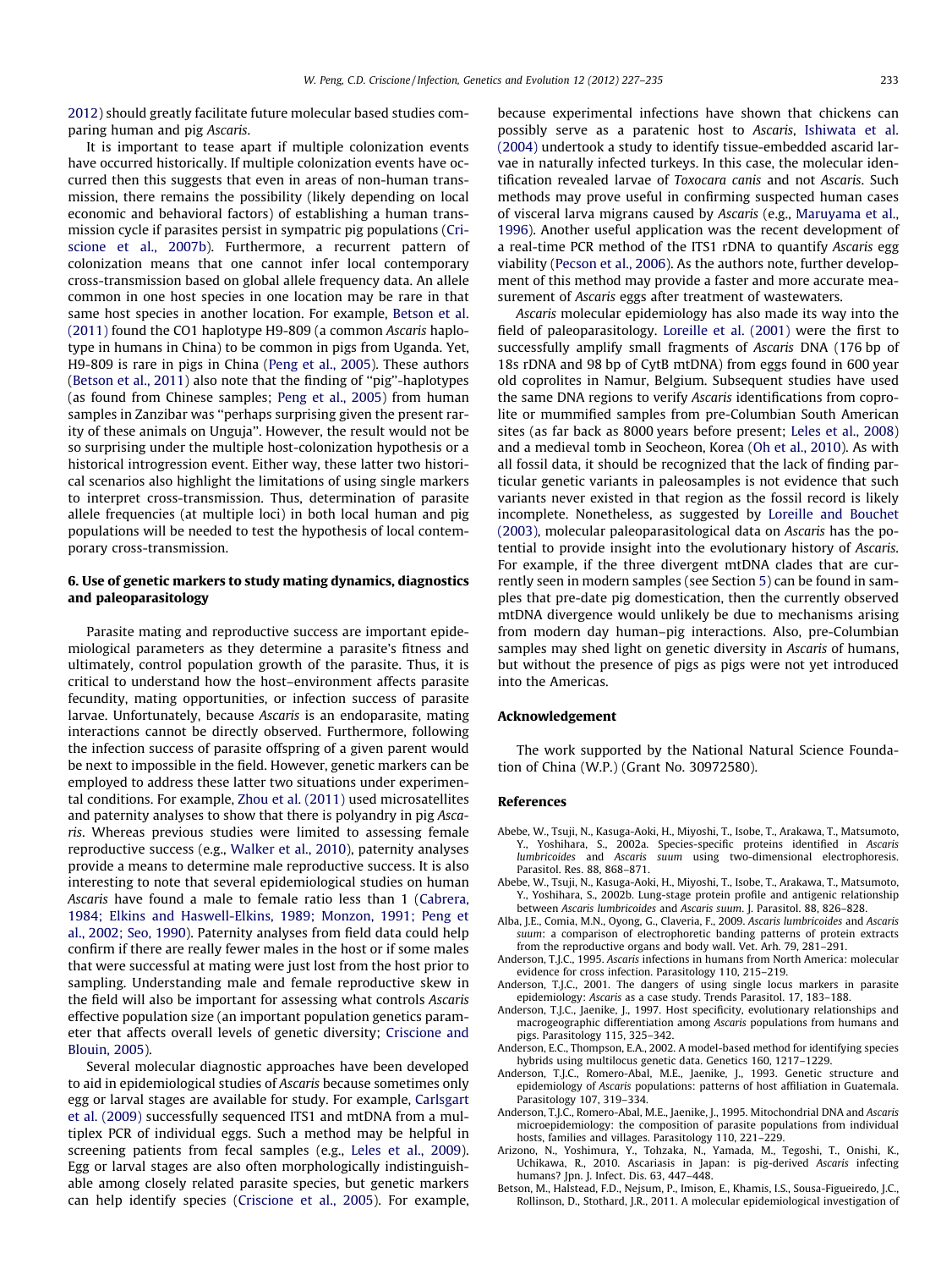2012) should greatly facilitate future molecular based studies comparing human and pig *Ascaris*.

It is important to tease apart if multiple colonization events have occurred historically. If multiple colonization events have occurred then this suggests that even in areas of non-human transmission, there remains the possibility (likely depending on local economic and behavioral factors) of establishing a human transmission cycle if parasites persist in sympatric pig populations (Criscione et al., 2007b). Furthermore, a recurrent pattern of colonization means that one cannot infer local contemporary cross-transmission based on global allele frequency data. An allele common in one host species in one location may be rare in that same host species in another location. For example, Betson et al. (2011) found the CO1 haplotype H9-809 (a common *Ascaris* haplotype in humans in China) to be common in pigs from Uganda. Yet, H9-809 is rare in pigs in China (Peng et al., 2005). These authors (Betson et al., 2011) also note that the finding of ''pig''-haplotypes (as found from Chinese samples; Peng et al., 2005) from human samples in Zanzibar was ''perhaps surprising given the present rarity of these animals on Unguja''. However, the result would not be so surprising under the multiple host-colonization hypothesis or a historical introgression event. Either way, these latter two historical scenarios also highlight the limitations of using single markers to interpret cross-transmission. Thus, determination of parasite allele frequencies (at multiple loci) in both local human and pig populations will be needed to test the hypothesis of local contemporary cross-transmission.

## 6. Use of genetic markers to study mating dynamics, diagnostics and paleoparasitology

Parasite mating and reproductive success are important epidemiological parameters as they determine a parasite's fitness and ultimately, control population growth of the parasite. Thus, it is critical to understand how the host–environment affects parasite fecundity, mating opportunities, or infection success of parasite larvae. Unfortunately, because *Ascaris* is an endoparasite, mating interactions cannot be directly observed. Furthermore, following the infection success of parasite offspring of a given parent would be next to impossible in the field. However, genetic markers can be employed to address these latter two situations under experimental conditions. For example, Zhou et al. (2011) used microsatellites and paternity analyses to show that there is polyandry in pig *Ascaris*. Whereas previous studies were limited to assessing female reproductive success (e.g., Walker et al., 2010), paternity analyses provide a means to determine male reproductive success. It is also interesting to note that several epidemiological studies on human *Ascaris* have found a male to female ratio less than 1 (Cabrera, 1984; Elkins and Haswell-Elkins, 1989; Monzon, 1991; Peng et al., 2002; Seo, 1990). Paternity analyses from field data could help confirm if there are really fewer males in the host or if some males that were successful at mating were just lost from the host prior to sampling. Understanding male and female reproductive skew in the field will also be important for assessing what controls *Ascaris* effective population size (an important population genetics parameter that affects overall levels of genetic diversity; Criscione and Blouin, 2005).

Several molecular diagnostic approaches have been developed to aid in epidemiological studies of *Ascaris* because sometimes only egg or larval stages are available for study. For example, Carlsgart et al. (2009) successfully sequenced ITS1 and mtDNA from a multiplex PCR of individual eggs. Such a method may be helpful in screening patients from fecal samples (e.g., Leles et al., 2009). Egg or larval stages are also often morphologically indistinguishable among closely related parasite species, but genetic markers can help identify species (Criscione et al., 2005). For example, because experimental infections have shown that chickens can possibly serve as a paratenic host to *Ascaris*, Ishiwata et al. (2004) undertook a study to identify tissue-embedded ascarid larvae in naturally infected turkeys. In this case, the molecular identification revealed larvae of *Toxocara canis* and not *Ascaris*. Such methods may prove useful in confirming suspected human cases of visceral larva migrans caused by *Ascaris* (e.g., Maruyama et al., 1996). Another useful application was the recent development of a real-time PCR method of the ITS1 rDNA to quantify *Ascaris* egg viability (Pecson et al., 2006). As the authors note, further development of this method may provide a faster and more accurate measurement of *Ascaris* eggs after treatment of wastewaters.

*Ascaris* molecular epidemiology has also made its way into the field of paleoparasitology. Loreille et al. (2001) were the first to successfully amplify small fragments of *Ascaris* DNA (176 bp of 18s rDNA and 98 bp of CytB mtDNA) from eggs found in 600 year old coprolites in Namur, Belgium. Subsequent studies have used the same DNA regions to verify *Ascaris* identifications from coprolite or mummified samples from pre-Columbian South American sites (as far back as 8000 years before present; Leles et al., 2008) and a medieval tomb in Seocheon, Korea (Oh et al., 2010). As with all fossil data, it should be recognized that the lack of finding particular genetic variants in paleosamples is not evidence that such variants never existed in that region as the fossil record is likely incomplete. Nonetheless, as suggested by Loreille and Bouchet (2003), molecular paleoparasitological data on *Ascaris* has the potential to provide insight into the evolutionary history of *Ascaris*. For example, if the three divergent mtDNA clades that are currently seen in modern samples (see Section 5) can be found in samples that pre-date pig domestication, then the currently observed mtDNA divergence would unlikely be due to mechanisms arising from modern day human–pig interactions. Also, pre-Columbian samples may shed light on genetic diversity in *Ascaris* of humans, but without the presence of pigs as pigs were not yet introduced into the Americas.

## Acknowledgement

The work supported by the National Natural Science Foundation of China (W.P.) (Grant No. 30972580).

## References

Abebe, W., Tsuji, N., Kasuga-Aoki, H., Miyoshi, T., Isobe, T., Arakawa, T., Matsumoto, Y., Yoshihara, S., 2002a. Species-specific proteins identified in *Ascaris lumbricoides* and *Ascaris suum* using two-dimensional electrophoresis. Parasitol. Res. 88, 868–871.

Abebe, W., Tsuji, N., Kasuga-Aoki, H., Miyoshi, T., Isobe, T., Arakawa, T., Matsumoto, Y., Yoshihara, S., 2002b. Lung-stage protein profile and antigenic relationship between *Ascaris lumbricoides* and *Ascaris suum*. J. Parasitol. 88, 826–828.

Alba, J.E., Comia, M.N., Oyong, G., Claveria, F., 2009. *Ascaris lumbricoides* and *Ascaris suum*: a comparison of electrophoretic banding patterns of protein extracts from the reproductive organs and body wall. Vet. Arh. 79, 281–291.

Anderson, T.J.C., 1995. *Ascaris* infections in humans from North America: molecular evidence for cross infection. Parasitology 110, 215–219.

Anderson, T.J.C., 2001. The dangers of using single locus markers in parasite epidemiology: *Ascaris* as a case study. Trends Parasitol. 17, 183–188.

Anderson, T.J.C., Jaenike, J., 1997. Host specificity, evolutionary relationships and macrogeographic differentiation among *Ascaris* populations from humans and pigs. Parasitology 115, 325–342.

Anderson, E.C., Thompson, E.A., 2002. A model-based method for identifying species hybrids using multilocus genetic data. Genetics 160, 1217–1229.

Anderson, T.J.C., Romero-Abal, M.E., Jaenike, J., 1993. Genetic structure and epidemiology of *Ascaris* populations: patterns of host affiliation in Guatemala. Parasitology 107, 319–334.

Anderson, T.J.C., Romero-Abal, M.E., Jaenike, J., 1995. Mitochondrial DNA and *Ascaris* microepidemiology: the composition of parasite populations from individual hosts, families and villages. Parasitology 110, 221–229.

Arizono, N., Yoshimura, Y., Tohzaka, N., Yamada, M., Tegoshi, T., Onishi, K., Uchikawa, R., 2010. Ascariasis in Japan: is pig-derived *Ascaris* infecting humans? Jpn. J. Infect. Dis. 63, 447–448.

Betson, M., Halstead, F.D., Nejsum, P., Imison, E., Khamis, I.S., Sousa-Figueiredo, J.C., Rollinson, D., Stothard, J.R., 2011. A molecular epidemiological investigation of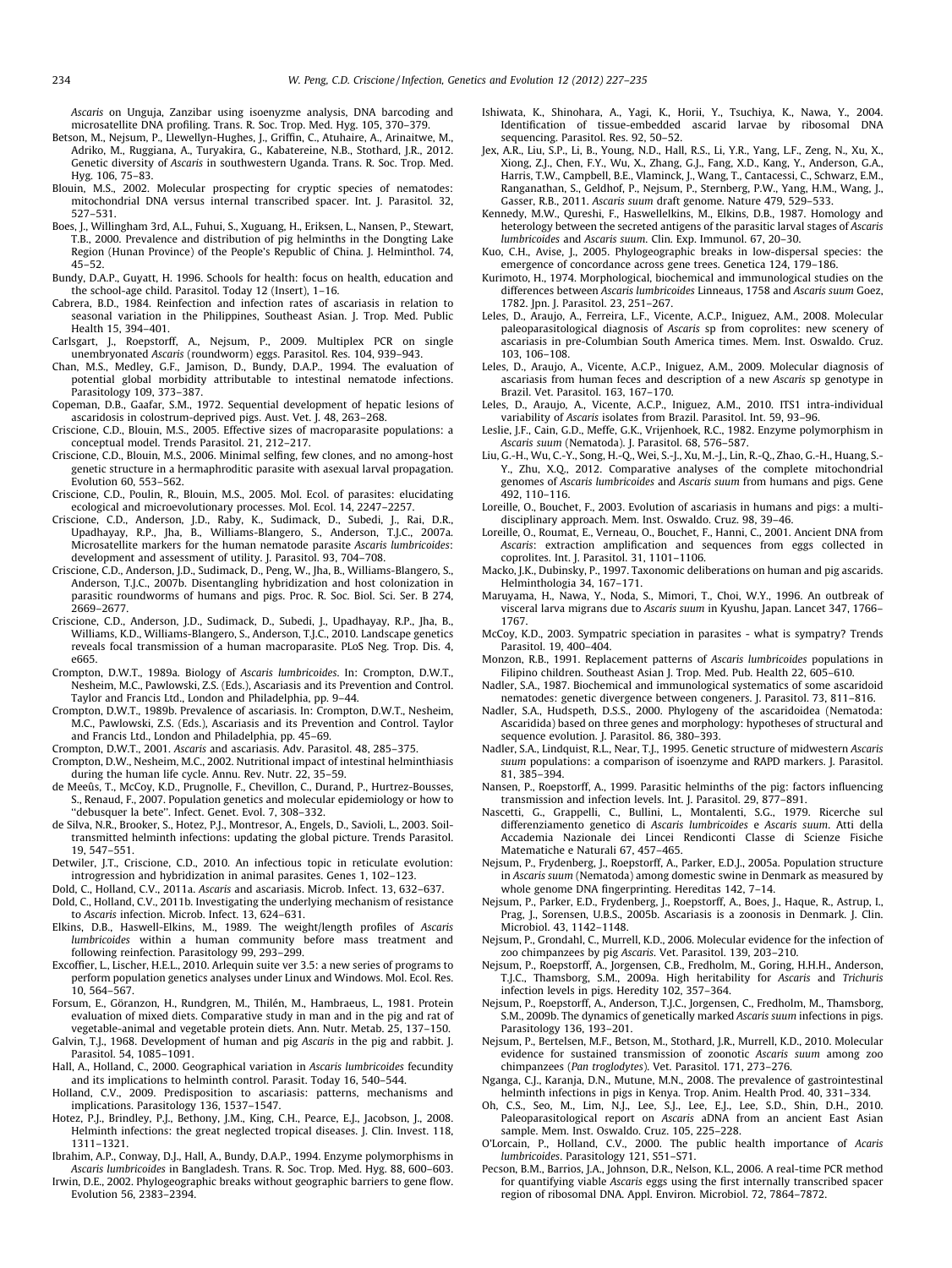*Ascaris* on Unguja, Zanzibar using isoenyzme analysis, DNA barcoding and microsatellite DNA profiling. Trans. R. Soc. Trop. Med. Hyg. 105, 370–379.

Betson, M., Nejsum, P., Llewellyn-Hughes, J., Griffin, C., Atuhaire, A., Arinaitwe, M., Adriko, M., Ruggiana, A., Turyakira, G., Kabatereine, N.B., Stothard, J.R., 2012. Genetic diversity of *Ascaris* in southwestern Uganda. Trans. R. Soc. Trop. Med. Hyg. 106, 75–83.

Blouin, M.S., 2002. Molecular prospecting for cryptic species of nematodes: mitochondrial DNA versus internal transcribed spacer. Int. J. Parasitol. 32, 527–531.

Boes, J., Willingham 3rd, A.L., Fuhui, S., Xuguang, H., Eriksen, L., Nansen, P., Stewart, T.B., 2000. Prevalence and distribution of pig helminths in the Dongting Lake Region (Hunan Province) of the People's Republic of China. J. Helminthol. 74, 45–52.

Bundy, D.A.P., Guyatt, H. 1996. Schools for health: focus on health, education and the school-age child. Parasitol. Today 12 (Insert), 1–16.

Cabrera, B.D., 1984. Reinfection and infection rates of ascariasis in relation to seasonal variation in the Philippines, Southeast Asian. J. Trop. Med. Public Health 15, 394–401.

Carlsgart, J., Roepstorff, A., Nejsum, P., 2009. Multiplex PCR on single unembryonated *Ascaris* (roundworm) eggs. Parasitol. Res. 104, 939–943.

Chan, M.S., Medley, G.F., Jamison, D., Bundy, D.A.P., 1994. The evaluation of potential global morbidity attributable to intestinal nematode infections. Parasitology 109, 373–387.

Copeman, D.B., Gaafar, S.M., 1972. Sequential development of hepatic lesions of ascaridosis in colostrum-deprived pigs. Aust. Vet. J. 48, 263–268.

Criscione, C.D., Blouin, M.S., 2005. Effective sizes of macroparasite populations: a conceptual model. Trends Parasitol. 21, 212–217.

Criscione, C.D., Blouin, M.S., 2006. Minimal selfing, few clones, and no among-host genetic structure in a hermaphroditic parasite with asexual larval propagation. Evolution 60, 553–562.

Criscione, C.D., Poulin, R., Blouin, M.S., 2005. Mol. Ecol. of parasites: elucidating ecological and microevolutionary processes. Mol. Ecol. 14, 2247–2257.

Criscione, C.D., Anderson, J.D., Raby, K., Sudimack, D., Subedi, J., Rai, D.R., Upadhayay, R.P., Jha, B., Williams-Blangero, S., Anderson, T.J.C., 2007a. Microsatellite markers for the human nematode parasite *Ascaris lumbricoides*: development and assessment of utility. J. Parasitol. 93, 704–708.

Criscione, C.D., Anderson, J.D., Sudimack, D., Peng, W., Jha, B., Williams-Blangero, S., Anderson, T.J.C., 2007b. Disentangling hybridization and host colonization in parasitic roundworms of humans and pigs. Proc. R. Soc. Biol. Sci. Ser. B 274, 2669–2677.

Criscione, C.D., Anderson, J.D., Sudimack, D., Subedi, J., Upadhayay, R.P., Jha, B., Williams, K.D., Williams-Blangero, S., Anderson, T.J.C., 2010. Landscape genetics reveals focal transmission of a human macroparasite. PLoS Neg. Trop. Dis. 4, e665.

Crompton, D.W.T., 1989a. Biology of *Ascaris lumbricoides*. In: Crompton, D.W.T., Nesheim, M.C., Pawlowski, Z.S. (Eds.), Ascariasis and its Prevention and Control. Taylor and Francis Ltd., London and Philadelphia, pp. 9–44.

Crompton, D.W.T., 1989b. Prevalence of ascariasis. In: Crompton, D.W.T., Nesheim, M.C., Pawlowski, Z.S. (Eds.), Ascariasis and its Prevention and Control. Taylor and Francis Ltd., London and Philadelphia, pp. 45–69.

Crompton, D.W.T., 2001. *Ascaris* and ascariasis. Adv. Parasitol. 48, 285–375.

Crompton, D.W., Nesheim, M.C., 2002. Nutritional impact of intestinal helminthiasis during the human life cycle. Annu. Rev. Nutr. 22, 35–59.

de Meeûs, T., McCoy, K.D., Prugnolle, F., Chevillon, C., Durand, P., Hurtrez-Bousses, S., Renaud, F., 2007. Population genetics and molecular epidemiology or how to "debusquer la bete". Infect. Genet. Evol. 7, 308–332.

de Silva, N.R., Brooker, S., Hotez, P.J., Montresor, A., Engels, D., Savioli, L., 2003. Soil-transmitted helminth infections: updating the global picture. Trends Parasitol. 19, 547–551.

Detwiler, J.T., Criscione, C.D., 2010. An infectious topic in reticulate evolution: introgression and hybridization in animal parasites. Genes 1, 102–123.

Dold, C., Holland, C.V., 2011a. *Ascaris* and ascariasis. Microb. Infect. 13, 632–637.

Dold, C., Holland, C.V., 2011b. Investigating the underlying mechanism of resistance to *Ascaris* infection. Microb. Infect. 13, 624–631.

Elkins, D.B., Haswell-Elkins, M., 1989. The weight/length profiles of *Ascaris lumbricoides* within a human community before mass treatment and following reinfection. Parasitology 99, 293–299.

Excoffier, L., Lischer, H.E.L., 2010. Arlequin suite ver 3.5: a new series of programs to perform population genetics analyses under Linux and Windows. Mol. Ecol. Res. 10, 564–567.

Forsum, E., Göranzon, H., Rundgren, M., Thilén, M., Hambraeus, L., 1981. Protein evaluation of mixed diets. Comparative study in man and in the pig and rat of vegetable-animal and vegetable protein diets. Ann. Nutr. Metab. 25, 137–150.

Galvin, T.J., 1968. Development of human and pig *Ascaris* in the pig and rabbit. J. Parasitol. 54, 1085–1091.

Hall, A., Holland, C., 2000. Geographical variation in *Ascaris lumbricoides* fecundity and its implications to helminth control. Parasit. Today 16, 540–544.

Holland, C.V., 2009. Predisposition to ascariasis: patterns, mechanisms and implications. Parasitology 136, 1537–1547.

Hotez, P.J., Brindley, P.J., Bethony, J.M., King, C.H., Pearce, E.J., Jacobson, J., 2008. Helminth infections: the great neglected tropical diseases. J. Clin. Invest. 118, 1311–1321.

Ibrahim, A.P., Conway, D.J., Hall, A., Bundy, D.A.P., 1994. Enzyme polymorphisms in *Ascaris lumbricoides* in Bangladesh. Trans. R. Soc. Trop. Med. Hyg. 88, 600–603.

Irwin, D.E., 2002. Phylogeographic breaks without geographic barriers to gene flow. Evolution 56, 2383–2394.

Ishiwata, K., Shinohara, A., Yagi, K., Horii, Y., Tsuchiya, K., Nawa, Y., 2004. Identification of tissue-embedded ascarid larvae by ribosomal DNA sequencing. Parasitol. Res. 92, 50–52.

Jex, A.R., Liu, S.P., Li, B., Young, N.D., Hall, R.S., Li, Y.R., Yang, L.F., Zeng, N., Xu, X., Xiong, Z.J., Chen, F.Y., Wu, X., Zhang, G.J., Fang, X.D., Kang, Y., Anderson, G.A., Harris, T.W., Campbell, B.E., Vlaminck, J., Wang, T., Cantacessi, C., Schwarz, E.M., Ranganathan, S., Geldhof, P., Nejsum, P., Sternberg, P.W., Yang, H.M., Wang, J., Gasser, R.B., 2011. *Ascaris suum* draft genome. Nature 479, 529–533.

Kennedy, M.W., Qureshi, F., Haswellelkins, M., Elkins, D.B., 1987. Homology and heterology between the secreted antigens of the parasitic larval stages of *Ascaris lumbricoides* and *Ascaris suum*. Clin. Exp. Immunol. 67, 20–30.

Kuo, C.H., Avise, J., 2005. Phylogeographic breaks in low-dispersal species: the emergence of concordance across gene trees. Genetica 124, 179–186.

Kurimoto, H., 1974. Morphological, biochemical and immunological studies on the differences between *Ascaris lumbricoides* Linneaus, 1758 and *Ascaris suum* Goez, 1782. Jpn. J. Parasitol. 23, 251–267.

Leles, D., Araujo, A., Ferreira, L.F., Vicente, A.C.P., Iniguez, A.M., 2008. Molecular paleoparasitological diagnosis of *Ascaris* sp from coprolites: new scenery of ascariasis in pre-Columbian South America times. Mem. Inst. Oswaldo. Cruz. 103, 106–108.

Leles, D., Araujo, A., Vicente, A.C.P., Iniguez, A.M., 2009. Molecular diagnosis of ascariasis from human feces and description of a new *Ascaris* sp genotype in Brazil. Vet. Parasitol. 163, 167–170.

Leles, D., Araujo, A., Vicente, A.C.P., Iniguez, A.M., 2010. ITS1 intra-individual variability of *Ascaris* isolates from Brazil. Parasitol. Int. 59, 93–96.

Leslie, J.F., Cain, G.D., Meffe, G.K., Vrijenhoek, R.C., 1982. Enzyme polymorphism in *Ascaris suum* (Nematoda). J. Parasitol. 68, 576–587.

Liu, G.-H., Wu, C.-Y., Song, H.-Q., Wei, S.-J., Xu, M.-J., Lin, R.-Q., Zhao, G.-H., Huang, S.-Y., Zhu, X.Q., 2012. Comparative analyses of the complete mitochondrial genomes of *Ascaris lumbricoides* and *Ascaris suum* from humans and pigs. Gene 492, 110–116.

Loreille, O., Bouchet, F., 2003. Evolution of ascariasis in humans and pigs: a multi-disciplinary approach. Mem. Inst. Oswaldo. Cruz. 98, 39–46.

Loreille, O., Roumat, E., Verneau, O., Bouchet, F., Hanni, C., 2001. Ancient DNA from *Ascaris*: extraction amplification and sequences from eggs collected in coprolites. Int. J. Parasitol. 31, 1101–1106.

Macko, J.K., Dubinsky, P., 1997. Taxonomic deliberations on human and pig ascarids. Helminthologia 34, 167–171.

Maruyama, H., Nawa, Y., Noda, S., Mimori, T., Choi, W.Y., 1996. An outbreak of visceral larva migrans due to *Ascaris suum* in Kyushu, Japan. Lancet 347, 1766–1767.

McCoy, K.D., 2003. Sympatric speciation in parasites - what is sympatry? Trends Parasitol. 19, 400–404.

Monzon, R.B., 1991. Replacement patterns of *Ascaris lumbricoides* populations in Filipino children. Southeast Asian J. Trop. Med. Pub. Health 22, 605–610.

Nadler, S.A., 1987. Biochemical and immunological systematics of some ascaridoid nematodes: genetic divergence between congeners. J. Parasitol. 73, 811–816.

Nadler, S.A., Hudspeth, D.S.S., 2000. Phylogeny of the ascaridoidea (Nematoda: Ascaridida) based on three genes and morphology: hypotheses of structural and sequence evolution. J. Parasitol. 86, 380–393.

Nadler, S.A., Lindquist, R.L., Near, T.J., 1995. Genetic structure of midwestern *Ascaris suum* populations: a comparison of isoenzyme and RAPD markers. J. Parasitol. 81, 385–394.

Nansen, P., Roepstorff, A., 1999. Parasitic helminths of the pig: factors influencing transmission and infection levels. Int. J. Parasitol. 29, 877–891.

Nascetti, G., Grappelli, C., Bullini, L., Montalenti, S.G., 1979. Ricerche sul differenziamento genetico di *Ascaris lumbricoides* e *Ascaris suum*. Atti della Accademia Nazionale dei Lincei Rendiconti Classe di Scienze Fisiche Matematiche e Naturali 67, 457–465.

Nejsum, P., Frydenberg, J., Roepstorff, A., Parker, E.D.J., 2005a. Population structure in *Ascaris suum* (Nematoda) among domestic swine in Denmark as measured by whole genome DNA fingerprinting. Hereditas 142, 7–14.

Nejsum, P., Parker, E.D., Frydenberg, J., Roepstorff, A., Boes, J., Haque, R., Astrup, I., Prag, J., Sorensen, U.B.S., 2005b. Ascariasis is a zoonosis in Denmark. J. Clin. Microbiol. 43, 1142–1148.

Nejsum, P., Grondahl, C., Murrell, K.D., 2006. Molecular evidence for the infection of zoo chimpanzees by pig *Ascaris*. Vet. Parasitol. 139, 203–210.

Nejsum, P., Roepstorff, A., Jorgensen, C.B., Fredholm, M., Goring, H.H.H., Anderson, T.J.C., Thamsborg, S.M., 2009a. High heritability for *Ascaris* and *Trichuris* infection levels in pigs. Heredity 102, 357–364.

Nejsum, P., Roepstorff, A., Anderson, T.J.C., Jorgensen, C., Fredholm, M., Thamsborg, S.M., 2009b. The dynamics of genetically marked *Ascaris suum* infections in pigs. Parasitology 136, 193–201.

Nejsum, P., Bertelsen, M.F., Betson, M., Stothard, J.R., Murrell, K.D., 2010. Molecular evidence for sustained transmission of zoonotic *Ascaris suum* among zoo chimpanzees (*Pan troglodytes*). Vet. Parasitol. 171, 273–276.

Nganga, C.J., Karanja, D.N., Mutune, M.N., 2008. The prevalence of gastrointestinal helminth infections in pigs in Kenya. Trop. Anim. Health Prod. 40, 331–334.

Oh, C.S., Seo, M., Lim, N.J., Lee, S.J., Lee, E.J., Lee, S.D., Shin, D.H., 2010. Paleoparasitological report on *Ascaris* aDNA from an ancient East Asian sample. Mem. Inst. Oswaldo. Cruz. 105, 225–228.

O'Lorcain, P., Holland, C.V., 2000. The public health importance of *Acaris lumbricoides*. Parasitology 121, S51–S71.

Pecson, B.M., Barrios, J.A., Johnson, D.R., Nelson, K.L., 2006. A real-time PCR method for quantifying viable *Ascaris* eggs using the first internally transcribed spacer region of ribosomal DNA. Appl. Environ. Microbiol. 72, 7864–7872.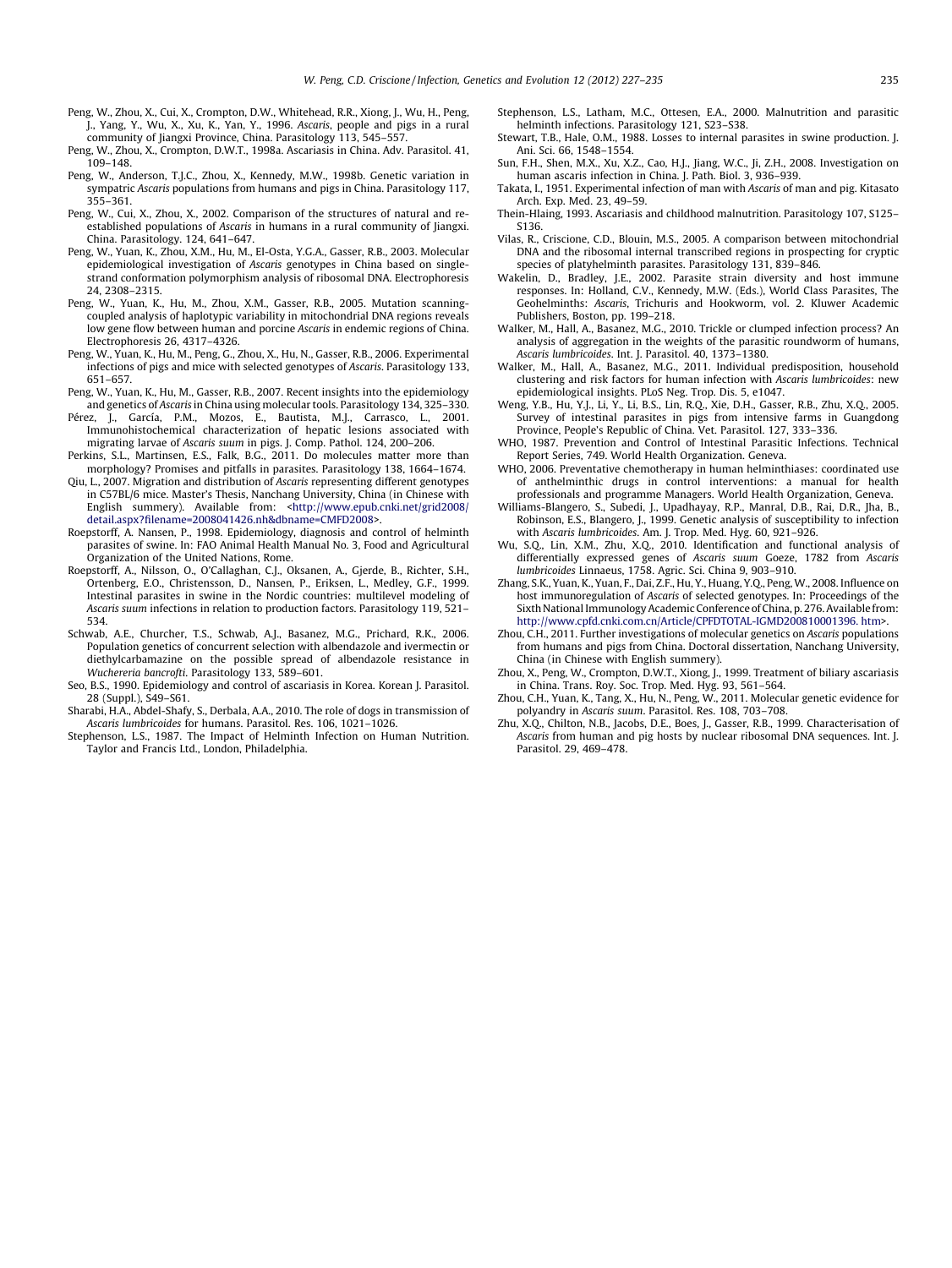Peng, W., Zhou, X., Cui, X., Crompton, D.W., Whitehead, R.R., Xiong, J., Wu, H., Peng, J., Yang, Y., Wu, X., Xu, K., Yan, Y., 1996. *Ascaris*, people and pigs in a rural community of Jiangxi Province, China. Parasitology 113, 545–557.

Peng, W., Zhou, X., Crompton, D.W.T., 1998a. Ascariasis in China. Adv. Parasitol. 41, 109–148.

Peng, W., Anderson, T.J.C., Zhou, X., Kennedy, M.W., 1998b. Genetic variation in sympatric *Ascaris* populations from humans and pigs in China. Parasitology 117, 355–361.

Peng, W., Cui, X., Zhou, X., 2002. Comparison of the structures of natural and re-established populations of *Ascaris* in humans in a rural community of Jiangxi. China. Parasitology. 124, 641–647.

Peng, W., Yuan, K., Zhou, X.M., Hu, M., El-Osta, Y.G.A., Gasser, R.B., 2003. Molecular epidemiological investigation of *Ascaris* genotypes in China based on single-strand conformation polymorphism analysis of ribosomal DNA. Electrophoresis 24, 2308–2315.

Peng, W., Yuan, K., Hu, M., Zhou, X.M., Gasser, R.B., 2005. Mutation scanning-coupled analysis of haplotypic variability in mitochondrial DNA regions reveals low gene flow between human and porcine *Ascaris* in endemic regions of China. Electrophoresis 26, 4317–4326.

Peng, W., Yuan, K., Hu, M., Peng, G., Zhou, X., Hu, N., Gasser, R.B., 2006. Experimental infections of pigs and mice with selected genotypes of *Ascaris*. Parasitology 133, 651–657.

Peng, W., Yuan, K., Hu, M., Gasser, R.B., 2007. Recent insights into the epidemiology and genetics of *Ascaris* in China using molecular tools. Parasitology 134, 325–330.

Pérez, J., García, P.M., Mozos, E., Bautista, M.J., Carrasco, L., 2001. Immunohistochemical characterization of hepatic lesions associated with migrating larvae of *Ascaris suum* in pigs. J. Comp. Pathol. 124, 200–206.

Perkins, S.L., Martinsen, E.S., Falk, B.G., 2011. Do molecules matter more than morphology? Promises and pitfalls in parasites. Parasitology 138, 1664–1674.

Qiu, L., 2007. Migration and distribution of *Ascaris* representing different genotypes in C57BL/6 mice. Master's Thesis, Nanchang University, China (in Chinese with English summery). Available from: <http://www.epub.cnki.net/grid2008/detail.aspx?filename=2008041426.nh&dbname=CMFD2008>.

Roepstorff, A. Nansen, P., 1998. Epidemiology, diagnosis and control of helminth parasites of swine. In: FAO Animal Health Manual No. 3, Food and Agricultural Organization of the United Nations, Rome.

Roepstorff, A., Nilsson, O., O'Callaghan, C.J., Oksanen, A., Gjerde, B., Richter, S.H., Ortenberg, E.O., Christensson, D., Nansen, P., Eriksen, L., Medley, G.F., 1999. Intestinal parasites in swine in the Nordic countries: multilevel modeling of *Ascaris suum* infections in relation to production factors. Parasitology 119, 521–534.

Schwab, A.E., Churcher, T.S., Schwab, A.J., Basanez, M.G., Prichard, R.K., 2006. Population genetics of concurrent selection with albendazole and ivermectin or diethylcarbamazine on the possible spread of albendazole resistance in *Wuchereria bancrofti*. Parasitology 133, 589–601.

Seo, B.S., 1990. Epidemiology and control of ascariasis in Korea. Korean J. Parasitol. 28 (Suppl.), S49–S61.

Sharabi, H.A., Abdel-Shafy, S., Derbala, A.A., 2010. The role of dogs in transmission of *Ascaris lumbricoides* for humans. Parasitol. Res. 106, 1021–1026.

Stephenson, L.S., 1987. The Impact of Helminth Infection on Human Nutrition. Taylor and Francis Ltd., London, Philadelphia.

Stephenson, L.S., Latham, M.C., Ottesen, E.A., 2000. Malnutrition and parasitic helminth infections. Parasitology 121, S23–S38.

Stewart, T.B., Hale, O.M., 1988. Losses to internal parasites in swine production. J. Ani. Sci. 66, 1548–1554.

Sun, F.H., Shen, M.X., Xu, X.Z., Cao, H.J., Jiang, W.C., Ji, Z.H., 2008. Investigation on human ascaris infection in China. J. Path. Biol. 3, 936–939.

Takata, I., 1951. Experimental infection of man with *Ascaris* of man and pig. Kitasato Arch. Exp. Med. 23, 49–59.

Thein-Hlaing, 1993. Ascariasis and childhood malnutrition. Parasitology 107, S125–S136.

Vilas, R., Criscione, C.D., Blouin, M.S., 2005. A comparison between mitochondrial DNA and the ribosomal internal transcribed regions in prospecting for cryptic species of platyhelminth parasites. Parasitology 131, 839–846.

Wakelin, D., Bradley, J.E., 2002. Parasite strain diversity and host immune responses. In: Holland, C.V., Kennedy, M.W. (Eds.), World Class Parasites, The Geohelminths: *Ascaris*, Trichuris and Hookworm, vol. 2. Kluwer Academic Publishers, Boston, pp. 199–218.

Walker, M., Hall, A., Basanez, M.G., 2010. Trickle or clumped infection process? An analysis of aggregation in the weights of the parasitic roundworm of humans, *Ascaris lumbricoides*. Int. J. Parasitol. 40, 1373–1380.

Walker, M., Hall, A., Basanez, M.G., 2011. Individual predisposition, household clustering and risk factors for human infection with *Ascaris lumbricoides*: new epidemiological insights. PLoS Neg. Trop. Dis. 5, e1047.

Weng, Y.B., Hu, Y.J., Li, Y., Li, B.S., Lin, R.Q., Xie, D.H., Gasser, R.B., Zhu, X.Q., 2005. Survey of intestinal parasites in pigs from intensive farms in Guangdong Province, People's Republic of China. Vet. Parasitol. 127, 333–336.

WHO, 1987. Prevention and Control of Intestinal Parasitic Infections. Technical Report Series, 749. World Health Organization. Geneva.

WHO, 2006. Preventative chemotherapy in human helminthiases: coordinated use of anthelminthic drugs in control interventions: a manual for health professionals and programme Managers. World Health Organization, Geneva.

Williams-Blangero, S., Subedi, J., Upadhayay, R.P., Manral, D.B., Rai, D.R., Jha, B., Robinson, E.S., Blangero, J., 1999. Genetic analysis of susceptibility to infection with *Ascaris lumbricoides*. Am. J. Trop. Med. Hyg. 60, 921–926.

Wu, S.Q., Lin, X.M., Zhu, X.Q., 2010. Identification and functional analysis of differentially expressed genes of *Ascaris suum* Goeze, 1782 from *Ascaris lumbricoides* Linnaeus, 1758. Agric. Sci. China 9, 903–910.

Zhang, S.K., Yuan, K., Yuan, F., Dai, Z.F., Hu, Y., Huang, Y.Q., Peng, W., 2008. Influence on host immunoregulation of *Ascaris* of selected genotypes. In: Proceedings of the Sixth National Immunology Academic Conference of China, p. 276. Available from: http://www.cpfd.cnki.com.cn/Article/CPFDTOTAL-IGMD200810001396. htm>.

Zhou, C.H., 2011. Further investigations of molecular genetics on *Ascaris* populations from humans and pigs from China. Doctoral dissertation, Nanchang University, China (in Chinese with English summery).

Zhou, X., Peng, W., Crompton, D.W.T., Xiong, J., 1999. Treatment of biliary ascariasis in China. Trans. Roy. Soc. Trop. Med. Hyg. 93, 561–564.

Zhou, C.H., Yuan, K., Tang, X., Hu, N., Peng, W., 2011. Molecular genetic evidence for polyandry in *Ascaris suum*. Parasitol. Res. 108, 703–708.

Zhu, X.Q., Chilton, N.B., Jacobs, D.E., Boes, J., Gasser, R.B., 1999. Characterisation of *Ascaris* from human and pig hosts by nuclear ribosomal DNA sequences. Int. J. Parasitol. 29, 469–478.